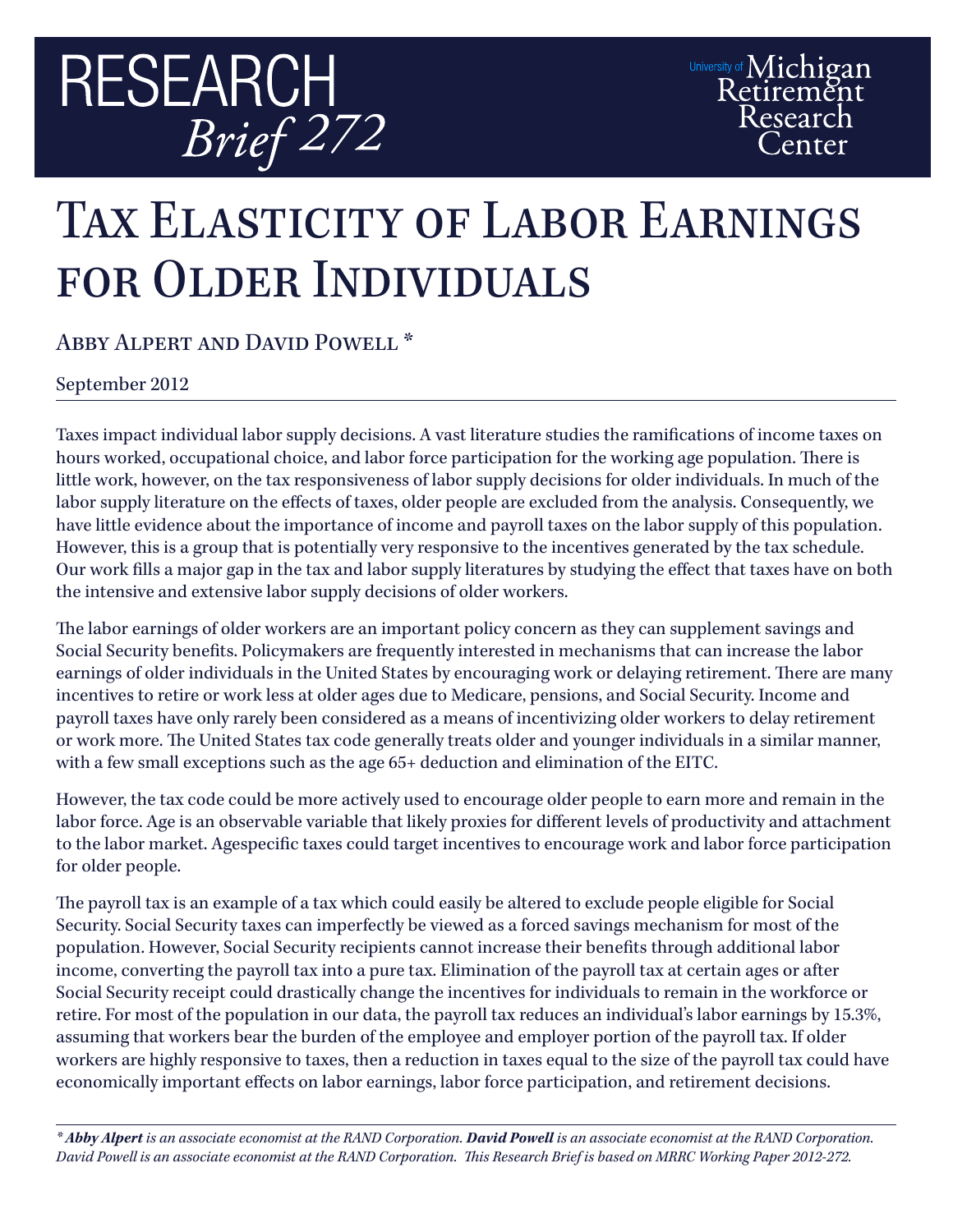# RESEARCH *Brief 272*

University of Michigan Retirement Research Center

# Tax Elasticity of Labor Earnings for Older Individuals

Abby Alpert and David Powell *

September 2012

Taxes impact individual labor supply decisions. A vast literature studies the ramifications of income taxes on hours worked, occupational choice, and labor force participation for the working age population. There is little work, however, on the tax responsiveness of labor supply decisions for older individuals. In much of the labor supply literature on the effects of taxes, older people are excluded from the analysis. Consequently, we have little evidence about the importance of income and payroll taxes on the labor supply of this population. However, this is a group that is potentially very responsive to the incentives generated by the tax schedule. Our work fills a major gap in the tax and labor supply literatures by studying the effect that taxes have on both the intensive and extensive labor supply decisions of older workers.

The labor earnings of older workers are an important policy concern as they can supplement savings and Social Security benefits. Policymakers are frequently interested in mechanisms that can increase the labor earnings of older individuals in the United States by encouraging work or delaying retirement. There are many incentives to retire or work less at older ages due to Medicare, pensions, and Social Security. Income and payroll taxes have only rarely been considered as a means of incentivizing older workers to delay retirement or work more. The United States tax code generally treats older and younger individuals in a similar manner, with a few small exceptions such as the age 65+ deduction and elimination of the EITC.

However, the tax code could be more actively used to encourage older people to earn more and remain in the labor force. Age is an observable variable that likely proxies for different levels of productivity and attachment to the labor market. Agespecific taxes could target incentives to encourage work and labor force participation for older people.

The payroll tax is an example of a tax which could easily be altered to exclude people eligible for Social Security. Social Security taxes can imperfectly be viewed as a forced savings mechanism for most of the population. However, Social Security recipients cannot increase their benefits through additional labor income, converting the payroll tax into a pure tax. Elimination of the payroll tax at certain ages or after Social Security receipt could drastically change the incentives for individuals to remain in the workforce or retire. For most of the population in our data, the payroll tax reduces an individual's labor earnings by 15.3%, assuming that workers bear the burden of the employee and employer portion of the payroll tax. If older workers are highly responsive to taxes, then a reduction in taxes equal to the size of the payroll tax could have economically important effects on labor earnings, labor force participation, and retirement decisions.

---

*\* **Abby Alpert** is an associate economist at the RAND Corporation. **David Powell** is an associate economist at the RAND Corporation. David Powell is an associate economist at the RAND Corporation. This Research Brief is based on MRRC Working Paper 2012-272.*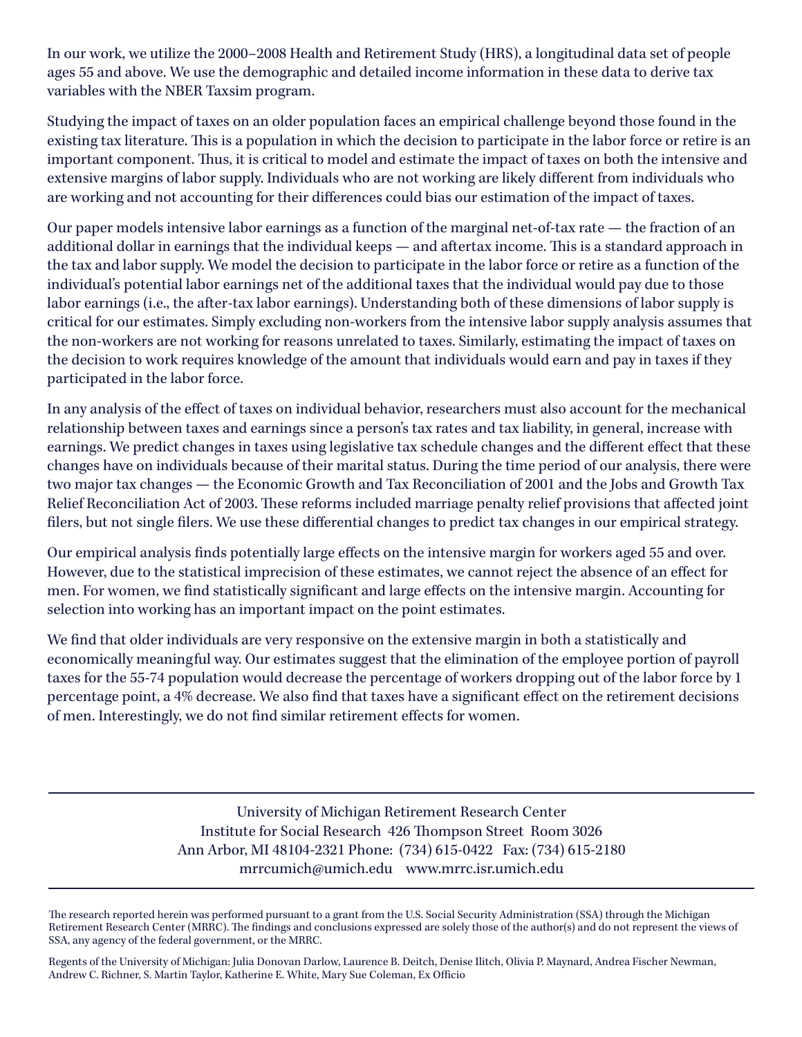In our work, we utilize the 2000–2008 Health and Retirement Study (HRS), a longitudinal data set of people ages 55 and above. We use the demographic and detailed income information in these data to derive tax variables with the NBER Taxsim program.

Studying the impact of taxes on an older population faces an empirical challenge beyond those found in the existing tax literature. This is a population in which the decision to participate in the labor force or retire is an important component. Thus, it is critical to model and estimate the impact of taxes on both the intensive and extensive margins of labor supply. Individuals who are not working are likely different from individuals who are working and not accounting for their differences could bias our estimation of the impact of taxes.

Our paper models intensive labor earnings as a function of the marginal net-of-tax rate — the fraction of an additional dollar in earnings that the individual keeps — and aftertax income. This is a standard approach in the tax and labor supply. We model the decision to participate in the labor force or retire as a function of the individual's potential labor earnings net of the additional taxes that the individual would pay due to those labor earnings (i.e., the after-tax labor earnings). Understanding both of these dimensions of labor supply is critical for our estimates. Simply excluding non-workers from the intensive labor supply analysis assumes that the non-workers are not working for reasons unrelated to taxes. Similarly, estimating the impact of taxes on the decision to work requires knowledge of the amount that individuals would earn and pay in taxes if they participated in the labor force.

In any analysis of the effect of taxes on individual behavior, researchers must also account for the mechanical relationship between taxes and earnings since a person's tax rates and tax liability, in general, increase with earnings. We predict changes in taxes using legislative tax schedule changes and the different effect that these changes have on individuals because of their marital status. During the time period of our analysis, there were two major tax changes — the Economic Growth and Tax Reconciliation of 2001 and the Jobs and Growth Tax Relief Reconciliation Act of 2003. These reforms included marriage penalty relief provisions that affected joint filers, but not single filers. We use these differential changes to predict tax changes in our empirical strategy.

Our empirical analysis finds potentially large effects on the intensive margin for workers aged 55 and over. However, due to the statistical imprecision of these estimates, we cannot reject the absence of an effect for men. For women, we find statistically significant and large effects on the intensive margin. Accounting for selection into working has an important impact on the point estimates.

We find that older individuals are very responsive on the extensive margin in both a statistically and economically meaningful way. Our estimates suggest that the elimination of the employee portion of payroll taxes for the 55-74 population would decrease the percentage of workers dropping out of the labor force by 1 percentage point, a 4% decrease. We also find that taxes have a significant effect on the retirement decisions of men. Interestingly, we do not find similar retirement effects for women.

---

University of Michigan Retirement Research Center
Institute for Social Research 426 Thompson Street Room 3026
Ann Arbor, MI 48104-2321 Phone: (734) 615-0422 Fax: (734) 615-2180
mrrcumich@umich.edu www.mrrc.isr.umich.edu

---

The research reported herein was performed pursuant to a grant from the U.S. Social Security Administration (SSA) through the Michigan Retirement Research Center (MRRC). The findings and conclusions expressed are solely those of the author(s) and do not represent the views of SSA, any agency of the federal government, or the MRRC.

Regents of the University of Michigan: Julia Donovan Darlow, Laurence B. Deitch, Denise Ilitch, Olivia P. Maynard, Andrea Fischer Newman, Andrew C. Richner, S. Martin Taylor, Katherine E. White, Mary Sue Coleman, Ex Officio